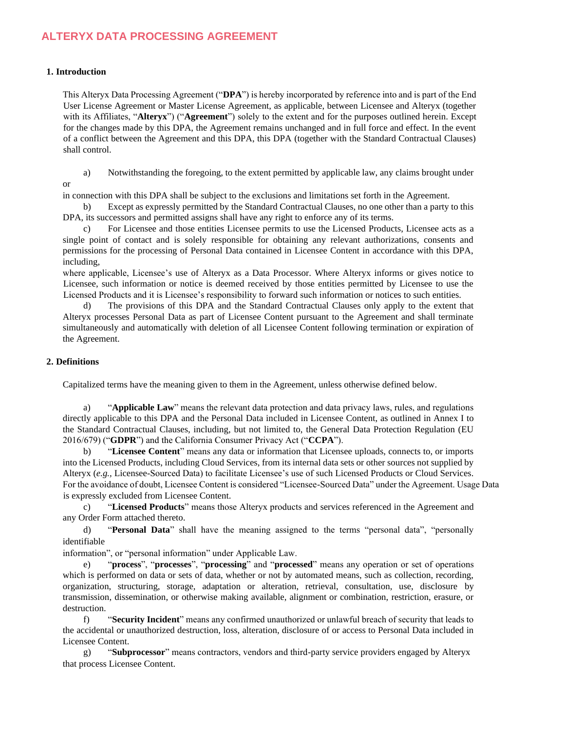# ALTERYX DATA PROCESSING AGREEMENT

## 1. Introduction

This Alteryx Data Processing Agreement ("**DPA**") is hereby incorporated by reference into and is part of the End User License Agreement or Master License Agreement, as applicable, between Licensee and Alteryx (together with its Affiliates, "**Alteryx**") ("**Agreement**") solely to the extent and for the purposes outlined herein. Except for the changes made by this DPA, the Agreement remains unchanged and in full force and effect. In the event of a conflict between the Agreement and this DPA, this DPA (together with the Standard Contractual Clauses) shall control.

a) Notwithstanding the foregoing, to the extent permitted by applicable law, any claims brought under or in connection with this DPA shall be subject to the exclusions and limitations set forth in the Agreement.

b) Except as expressly permitted by the Standard Contractual Clauses, no one other than a party to this DPA, its successors and permitted assigns shall have any right to enforce any of its terms.

c) For Licensee and those entities Licensee permits to use the Licensed Products, Licensee acts as a single point of contact and is solely responsible for obtaining any relevant authorizations, consents and permissions for the processing of Personal Data contained in Licensee Content in accordance with this DPA, including, where applicable, Licensee's use of Alteryx as a Data Processor. Where Alteryx informs or gives notice to Licensee, such information or notice is deemed received by those entities permitted by Licensee to use the Licensed Products and it is Licensee's responsibility to forward such information or notices to such entities.

d) The provisions of this DPA and the Standard Contractual Clauses only apply to the extent that Alteryx processes Personal Data as part of Licensee Content pursuant to the Agreement and shall terminate simultaneously and automatically with deletion of all Licensee Content following termination or expiration of the Agreement.

## 2. Definitions

Capitalized terms have the meaning given to them in the Agreement, unless otherwise defined below.

a) "**Applicable Law**" means the relevant data protection and data privacy laws, rules, and regulations directly applicable to this DPA and the Personal Data included in Licensee Content, as outlined in Annex I to the Standard Contractual Clauses, including, but not limited to, the General Data Protection Regulation (EU 2016/679) ("**GDPR**") and the California Consumer Privacy Act ("**CCPA**").

b) "**Licensee Content**" means any data or information that Licensee uploads, connects to, or imports into the Licensed Products, including Cloud Services, from its internal data sets or other sources not supplied by Alteryx (*e.g.,* Licensee-Sourced Data) to facilitate Licensee's use of such Licensed Products or Cloud Services. For the avoidance of doubt, Licensee Content is considered "Licensee-Sourced Data" under the Agreement. Usage Data is expressly excluded from Licensee Content.

c) "**Licensed Products**" means those Alteryx products and services referenced in the Agreement and any Order Form attached thereto.

d) "**Personal Data**" shall have the meaning assigned to the terms "personal data", "personally identifiable information", or "personal information" under Applicable Law.

e) "**process**", "**processes**", "**processing**" and "**processed**" means any operation or set of operations which is performed on data or sets of data, whether or not by automated means, such as collection, recording, organization, structuring, storage, adaptation or alteration, retrieval, consultation, use, disclosure by transmission, dissemination, or otherwise making available, alignment or combination, restriction, erasure, or destruction.

f) "**Security Incident**" means any confirmed unauthorized or unlawful breach of security that leads to the accidental or unauthorized destruction, loss, alteration, disclosure of or access to Personal Data included in Licensee Content.

g) "**Subprocessor**" means contractors, vendors and third-party service providers engaged by Alteryx that process Licensee Content.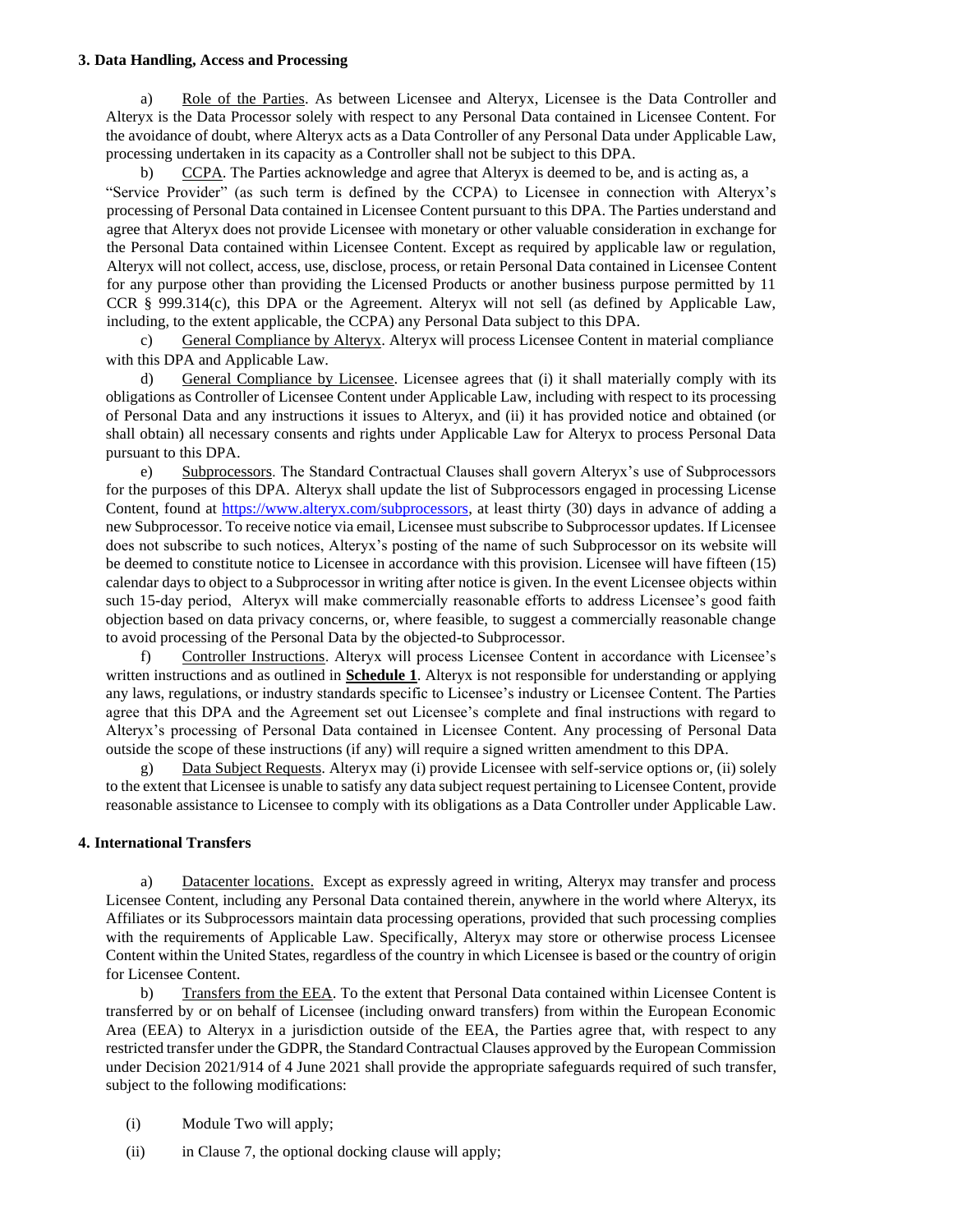### 3. Data Handling, Access and Processing

a) Role of the Parties. As between Licensee and Alteryx, Licensee is the Data Controller and Alteryx is the Data Processor solely with respect to any Personal Data contained in Licensee Content. For the avoidance of doubt, where Alteryx acts as a Data Controller of any Personal Data under Applicable Law, processing undertaken in its capacity as a Controller shall not be subject to this DPA.

b) CCPA. The Parties acknowledge and agree that Alteryx is deemed to be, and is acting as, a "Service Provider" (as such term is defined by the CCPA) to Licensee in connection with Alteryx's processing of Personal Data contained in Licensee Content pursuant to this DPA. The Parties understand and agree that Alteryx does not provide Licensee with monetary or other valuable consideration in exchange for the Personal Data contained within Licensee Content. Except as required by applicable law or regulation, Alteryx will not collect, access, use, disclose, process, or retain Personal Data contained in Licensee Content for any purpose other than providing the Licensed Products or another business purpose permitted by 11 CCR § 999.314(c), this DPA or the Agreement. Alteryx will not sell (as defined by Applicable Law, including, to the extent applicable, the CCPA) any Personal Data subject to this DPA.

c) General Compliance by Alteryx. Alteryx will process Licensee Content in material compliance with this DPA and Applicable Law.

d) General Compliance by Licensee. Licensee agrees that (i) it shall materially comply with its obligations as Controller of Licensee Content under Applicable Law, including with respect to its processing of Personal Data and any instructions it issues to Alteryx, and (ii) it has provided notice and obtained (or shall obtain) all necessary consents and rights under Applicable Law for Alteryx to process Personal Data pursuant to this DPA.

e) Subprocessors. The Standard Contractual Clauses shall govern Alteryx's use of Subprocessors for the purposes of this DPA. Alteryx shall update the list of Subprocessors engaged in processing License Content, found at https://www.alteryx.com/subprocessors, at least thirty (30) days in advance of adding a new Subprocessor. To receive notice via email, Licensee must subscribe to Subprocessor updates. If Licensee does not subscribe to such notices, Alteryx's posting of the name of such Subprocessor on its website will be deemed to constitute notice to Licensee in accordance with this provision. Licensee will have fifteen (15) calendar days to object to a Subprocessor in writing after notice is given. In the event Licensee objects within such 15-day period, Alteryx will make commercially reasonable efforts to address Licensee's good faith objection based on data privacy concerns, or, where feasible, to suggest a commercially reasonable change to avoid processing of the Personal Data by the objected-to Subprocessor.

f) Controller Instructions. Alteryx will process Licensee Content in accordance with Licensee's written instructions and as outlined in **Schedule 1**. Alteryx is not responsible for understanding or applying any laws, regulations, or industry standards specific to Licensee's industry or Licensee Content. The Parties agree that this DPA and the Agreement set out Licensee's complete and final instructions with regard to Alteryx's processing of Personal Data contained in Licensee Content. Any processing of Personal Data outside the scope of these instructions (if any) will require a signed written amendment to this DPA.

g) Data Subject Requests. Alteryx may (i) provide Licensee with self-service options or, (ii) solely to the extent that Licensee is unable to satisfy any data subject request pertaining to Licensee Content, provide reasonable assistance to Licensee to comply with its obligations as a Data Controller under Applicable Law.

### 4. International Transfers

a) Datacenter locations. Except as expressly agreed in writing, Alteryx may transfer and process Licensee Content, including any Personal Data contained therein, anywhere in the world where Alteryx, its Affiliates or its Subprocessors maintain data processing operations, provided that such processing complies with the requirements of Applicable Law. Specifically, Alteryx may store or otherwise process Licensee Content within the United States, regardless of the country in which Licensee is based or the country of origin for Licensee Content.

b) Transfers from the EEA. To the extent that Personal Data contained within Licensee Content is transferred by or on behalf of Licensee (including onward transfers) from within the European Economic Area (EEA) to Alteryx in a jurisdiction outside of the EEA, the Parties agree that, with respect to any restricted transfer under the GDPR, the Standard Contractual Clauses approved by the European Commission under Decision 2021/914 of 4 June 2021 shall provide the appropriate safeguards required of such transfer, subject to the following modifications:

(i) Module Two will apply;

(ii) in Clause 7, the optional docking clause will apply;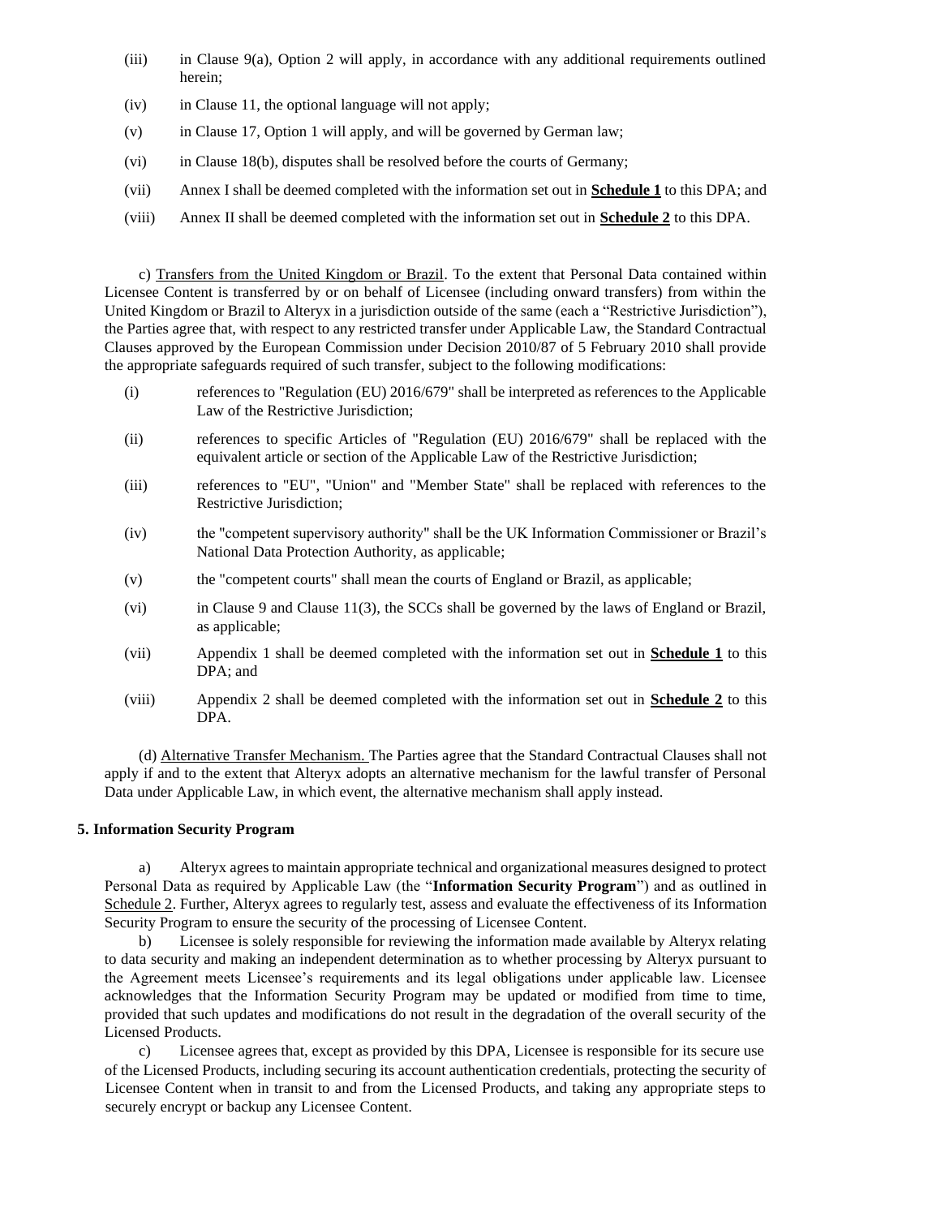(iii) in Clause 9(a), Option 2 will apply, in accordance with any additional requirements outlined herein;

(iv) in Clause 11, the optional language will not apply;

(v) in Clause 17, Option 1 will apply, and will be governed by German law;

(vi) in Clause 18(b), disputes shall be resolved before the courts of Germany;

(vii) Annex I shall be deemed completed with the information set out in **Schedule 1** to this DPA; and

(viii) Annex II shall be deemed completed with the information set out in **Schedule 2** to this DPA.

c) Transfers from the United Kingdom or Brazil. To the extent that Personal Data contained within Licensee Content is transferred by or on behalf of Licensee (including onward transfers) from within the United Kingdom or Brazil to Alteryx in a jurisdiction outside of the same (each a "Restrictive Jurisdiction"), the Parties agree that, with respect to any restricted transfer under Applicable Law, the Standard Contractual Clauses approved by the European Commission under Decision 2010/87 of 5 February 2010 shall provide the appropriate safeguards required of such transfer, subject to the following modifications:

(i) references to "Regulation (EU) 2016/679" shall be interpreted as references to the Applicable Law of the Restrictive Jurisdiction;

(ii) references to specific Articles of "Regulation (EU) 2016/679" shall be replaced with the equivalent article or section of the Applicable Law of the Restrictive Jurisdiction;

(iii) references to "EU", "Union" and "Member State" shall be replaced with references to the Restrictive Jurisdiction;

(iv) the "competent supervisory authority" shall be the UK Information Commissioner or Brazil's National Data Protection Authority, as applicable;

(v) the "competent courts" shall mean the courts of England or Brazil, as applicable;

(vi) in Clause 9 and Clause 11(3), the SCCs shall be governed by the laws of England or Brazil, as applicable;

(vii) Appendix 1 shall be deemed completed with the information set out in **Schedule 1** to this DPA; and

(viii) Appendix 2 shall be deemed completed with the information set out in **Schedule 2** to this DPA.

(d) Alternative Transfer Mechanism. The Parties agree that the Standard Contractual Clauses shall not apply if and to the extent that Alteryx adopts an alternative mechanism for the lawful transfer of Personal Data under Applicable Law, in which event, the alternative mechanism shall apply instead.

**5. Information Security Program**

a) Alteryx agrees to maintain appropriate technical and organizational measures designed to protect Personal Data as required by Applicable Law (the "**Information Security Program**") and as outlined in Schedule 2. Further, Alteryx agrees to regularly test, assess and evaluate the effectiveness of its Information Security Program to ensure the security of the processing of Licensee Content.

b) Licensee is solely responsible for reviewing the information made available by Alteryx relating to data security and making an independent determination as to whether processing by Alteryx pursuant to the Agreement meets Licensee's requirements and its legal obligations under applicable law. Licensee acknowledges that the Information Security Program may be updated or modified from time to time, provided that such updates and modifications do not result in the degradation of the overall security of the Licensed Products.

c) Licensee agrees that, except as provided by this DPA, Licensee is responsible for its secure use of the Licensed Products, including securing its account authentication credentials, protecting the security of Licensee Content when in transit to and from the Licensed Products, and taking any appropriate steps to securely encrypt or backup any Licensee Content.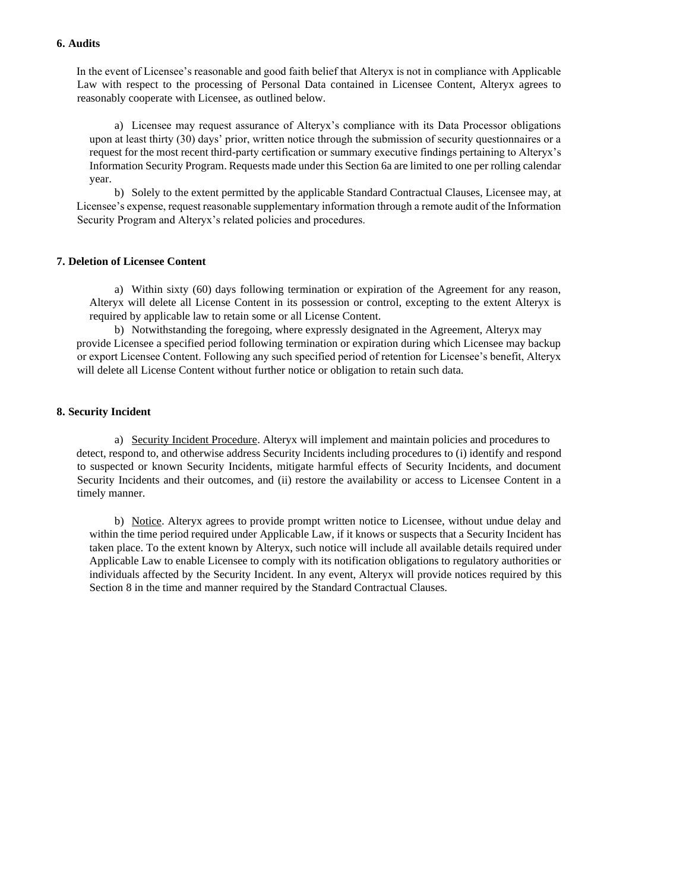**6. Audits**

In the event of Licensee's reasonable and good faith belief that Alteryx is not in compliance with Applicable Law with respect to the processing of Personal Data contained in Licensee Content, Alteryx agrees to reasonably cooperate with Licensee, as outlined below.

a) Licensee may request assurance of Alteryx's compliance with its Data Processor obligations upon at least thirty (30) days' prior, written notice through the submission of security questionnaires or a request for the most recent third-party certification or summary executive findings pertaining to Alteryx's Information Security Program. Requests made under this Section 6a are limited to one per rolling calendar year.

b) Solely to the extent permitted by the applicable Standard Contractual Clauses, Licensee may, at Licensee's expense, request reasonable supplementary information through a remote audit of the Information Security Program and Alteryx's related policies and procedures.

**7. Deletion of Licensee Content**

a) Within sixty (60) days following termination or expiration of the Agreement for any reason, Alteryx will delete all License Content in its possession or control, excepting to the extent Alteryx is required by applicable law to retain some or all License Content.

b) Notwithstanding the foregoing, where expressly designated in the Agreement, Alteryx may provide Licensee a specified period following termination or expiration during which Licensee may backup or export Licensee Content. Following any such specified period of retention for Licensee's benefit, Alteryx will delete all License Content without further notice or obligation to retain such data.

**8. Security Incident**

a) Security Incident Procedure. Alteryx will implement and maintain policies and procedures to detect, respond to, and otherwise address Security Incidents including procedures to (i) identify and respond to suspected or known Security Incidents, mitigate harmful effects of Security Incidents, and document Security Incidents and their outcomes, and (ii) restore the availability or access to Licensee Content in a timely manner.

b) Notice. Alteryx agrees to provide prompt written notice to Licensee, without undue delay and within the time period required under Applicable Law, if it knows or suspects that a Security Incident has taken place. To the extent known by Alteryx, such notice will include all available details required under Applicable Law to enable Licensee to comply with its notification obligations to regulatory authorities or individuals affected by the Security Incident. In any event, Alteryx will provide notices required by this Section 8 in the time and manner required by the Standard Contractual Clauses.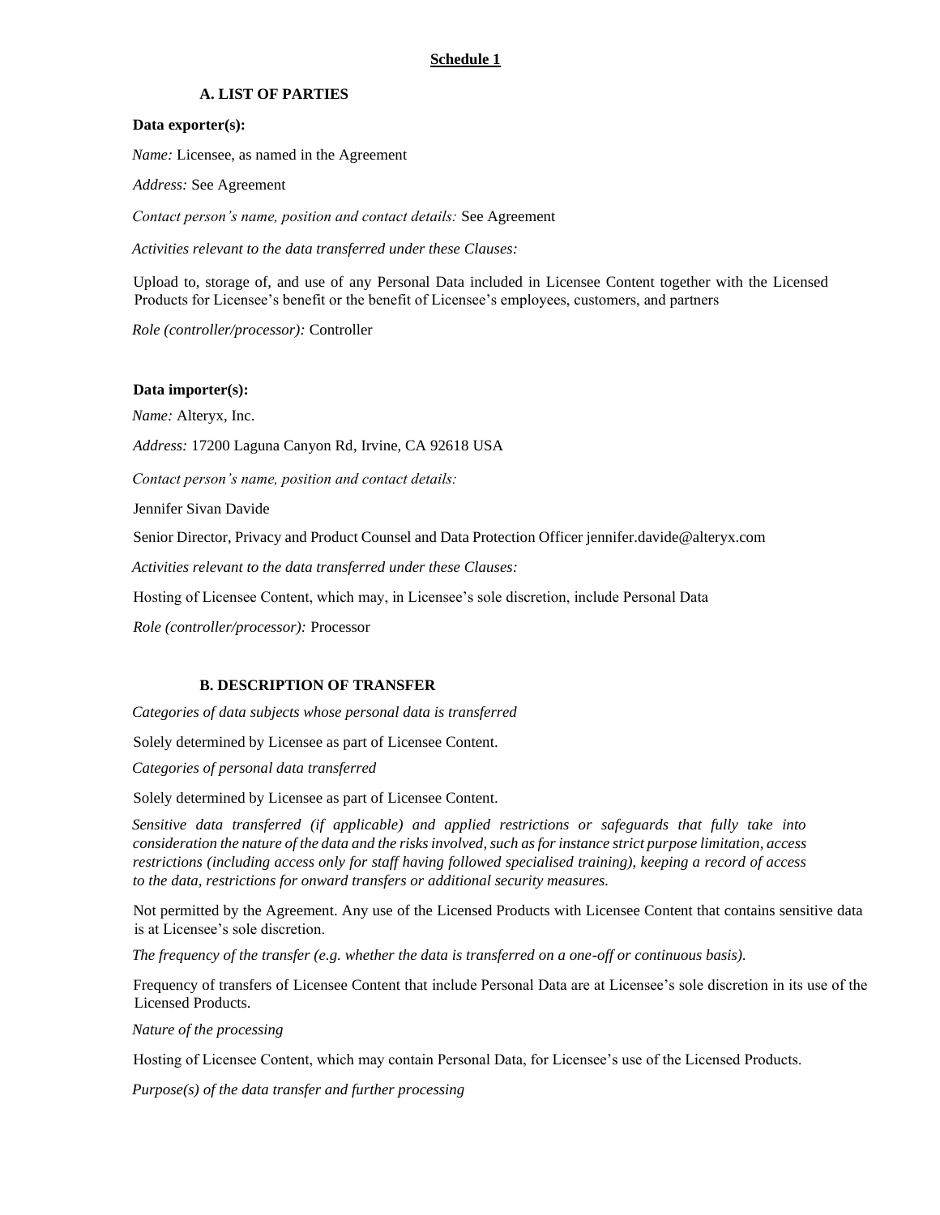**Schedule 1**

### A. LIST OF PARTIES

**Data exporter(s):**

*Name:* Licensee, as named in the Agreement

*Address:* See Agreement

*Contact person's name, position and contact details:* See Agreement

*Activities relevant to the data transferred under these Clauses:*

Upload to, storage of, and use of any Personal Data included in Licensee Content together with the Licensed Products for Licensee's benefit or the benefit of Licensee's employees, customers, and partners

*Role (controller/processor):* Controller

**Data importer(s):**

*Name:* Alteryx, Inc.

*Address:* 17200 Laguna Canyon Rd, Irvine, CA 92618 USA

*Contact person's name, position and contact details:*

Jennifer Sivan Davide

Senior Director, Privacy and Product Counsel and Data Protection Officer jennifer.davide@alteryx.com

*Activities relevant to the data transferred under these Clauses:*

Hosting of Licensee Content, which may, in Licensee's sole discretion, include Personal Data

*Role (controller/processor):* Processor

### B. DESCRIPTION OF TRANSFER

*Categories of data subjects whose personal data is transferred*

Solely determined by Licensee as part of Licensee Content.

*Categories of personal data transferred*

Solely determined by Licensee as part of Licensee Content.

*Sensitive data transferred (if applicable) and applied restrictions or safeguards that fully take into consideration the nature of the data and the risks involved, such as for instance strict purpose limitation, access restrictions (including access only for staff having followed specialised training), keeping a record of access to the data, restrictions for onward transfers or additional security measures.*

Not permitted by the Agreement. Any use of the Licensed Products with Licensee Content that contains sensitive data is at Licensee's sole discretion.

*The frequency of the transfer (e.g. whether the data is transferred on a one-off or continuous basis).*

Frequency of transfers of Licensee Content that include Personal Data are at Licensee's sole discretion in its use of the Licensed Products.

*Nature of the processing*

Hosting of Licensee Content, which may contain Personal Data, for Licensee's use of the Licensed Products.

*Purpose(s) of the data transfer and further processing*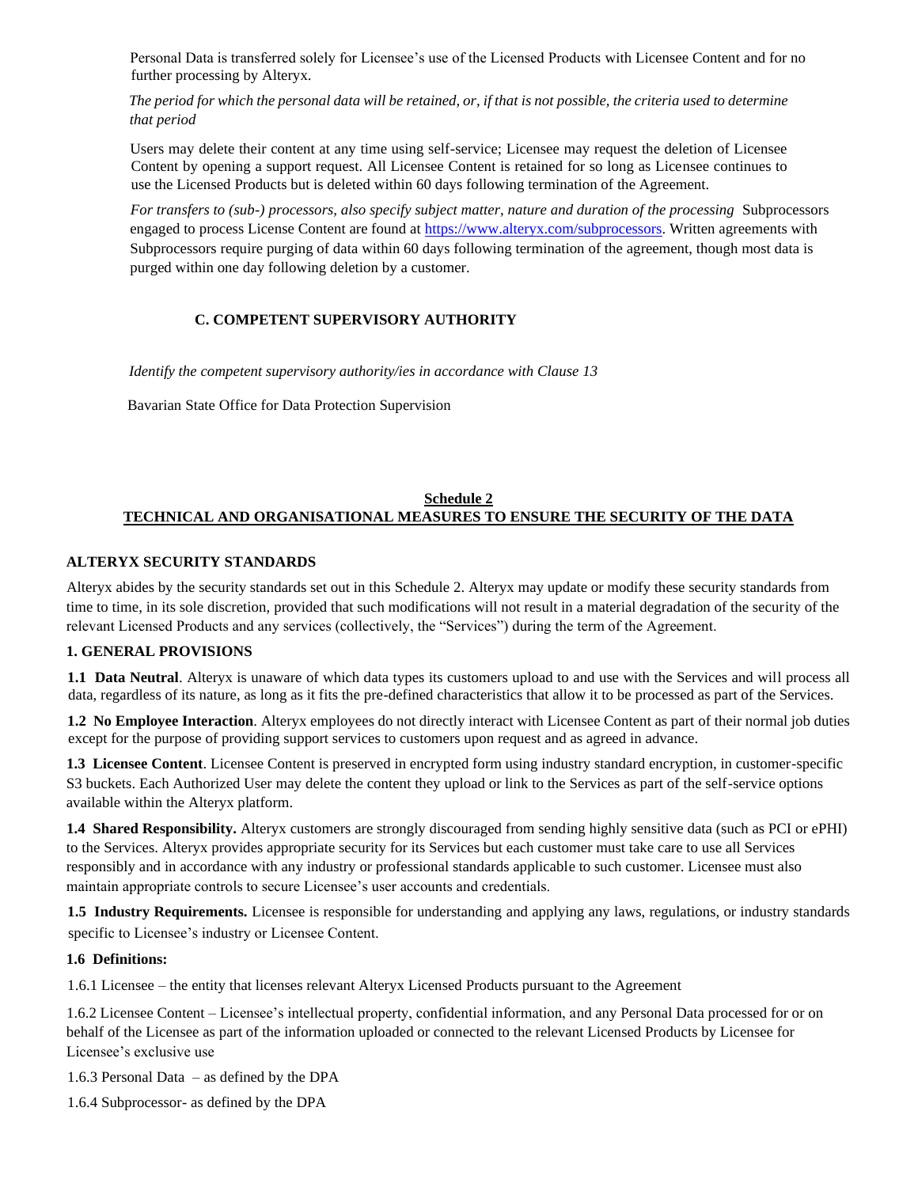Personal Data is transferred solely for Licensee's use of the Licensed Products with Licensee Content and for no further processing by Alteryx.

*The period for which the personal data will be retained, or, if that is not possible, the criteria used to determine that period*

Users may delete their content at any time using self-service; Licensee may request the deletion of Licensee Content by opening a support request. All Licensee Content is retained for so long as Licensee continues to use the Licensed Products but is deleted within 60 days following termination of the Agreement.

*For transfers to (sub-) processors, also specify subject matter, nature and duration of the processing* Subprocessors engaged to process License Content are found at https://www.alteryx.com/subprocessors. Written agreements with Subprocessors require purging of data within 60 days following termination of the agreement, though most data is purged within one day following deletion by a customer.

### C. COMPETENT SUPERVISORY AUTHORITY

*Identify the competent supervisory authority/ies in accordance with Clause 13*

Bavarian State Office for Data Protection Supervision

## Schedule 2
## TECHNICAL AND ORGANISATIONAL MEASURES TO ENSURE THE SECURITY OF THE DATA

### ALTERYX SECURITY STANDARDS

Alteryx abides by the security standards set out in this Schedule 2. Alteryx may update or modify these security standards from time to time, in its sole discretion, provided that such modifications will not result in a material degradation of the security of the relevant Licensed Products and any services (collectively, the "Services") during the term of the Agreement.

### 1. GENERAL PROVISIONS

**1.1 Data Neutral**. Alteryx is unaware of which data types its customers upload to and use with the Services and will process all data, regardless of its nature, as long as it fits the pre-defined characteristics that allow it to be processed as part of the Services.

**1.2 No Employee Interaction**. Alteryx employees do not directly interact with Licensee Content as part of their normal job duties except for the purpose of providing support services to customers upon request and as agreed in advance.

**1.3 Licensee Content**. Licensee Content is preserved in encrypted form using industry standard encryption, in customer-specific S3 buckets. Each Authorized User may delete the content they upload or link to the Services as part of the self-service options available within the Alteryx platform.

**1.4 Shared Responsibility.** Alteryx customers are strongly discouraged from sending highly sensitive data (such as PCI or ePHI) to the Services. Alteryx provides appropriate security for its Services but each customer must take care to use all Services responsibly and in accordance with any industry or professional standards applicable to such customer. Licensee must also maintain appropriate controls to secure Licensee's user accounts and credentials.

**1.5 Industry Requirements.** Licensee is responsible for understanding and applying any laws, regulations, or industry standards specific to Licensee's industry or Licensee Content.

**1.6 Definitions:**

1.6.1 Licensee – the entity that licenses relevant Alteryx Licensed Products pursuant to the Agreement

1.6.2 Licensee Content – Licensee's intellectual property, confidential information, and any Personal Data processed for or on behalf of the Licensee as part of the information uploaded or connected to the relevant Licensed Products by Licensee for Licensee's exclusive use

1.6.3 Personal Data – as defined by the DPA

1.6.4 Subprocessor- as defined by the DPA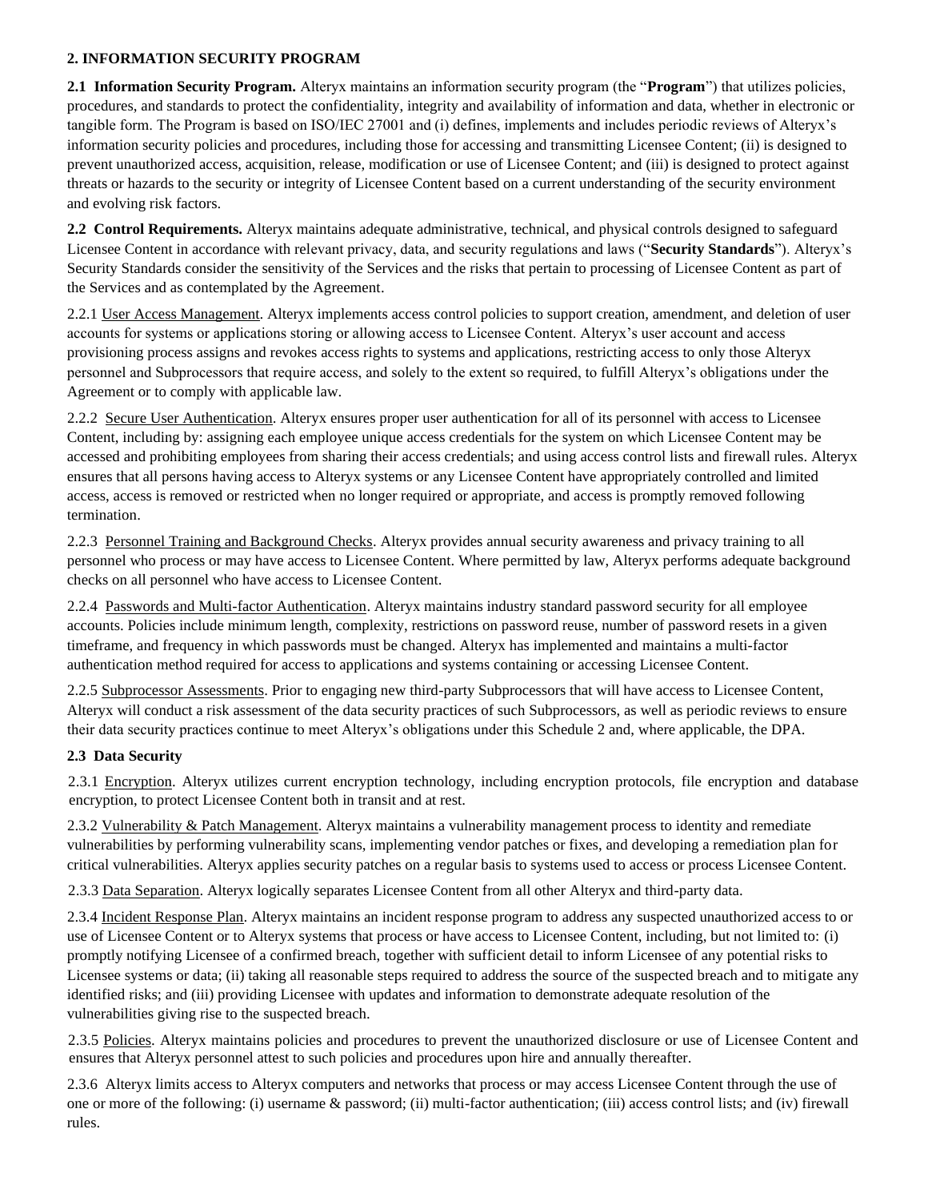## 2. INFORMATION SECURITY PROGRAM

**2.1 Information Security Program.** Alteryx maintains an information security program (the "**Program**") that utilizes policies, procedures, and standards to protect the confidentiality, integrity and availability of information and data, whether in electronic or tangible form. The Program is based on ISO/IEC 27001 and (i) defines, implements and includes periodic reviews of Alteryx's information security policies and procedures, including those for accessing and transmitting Licensee Content; (ii) is designed to prevent unauthorized access, acquisition, release, modification or use of Licensee Content; and (iii) is designed to protect against threats or hazards to the security or integrity of Licensee Content based on a current understanding of the security environment and evolving risk factors.

**2.2 Control Requirements.** Alteryx maintains adequate administrative, technical, and physical controls designed to safeguard Licensee Content in accordance with relevant privacy, data, and security regulations and laws ("**Security Standards**"). Alteryx's Security Standards consider the sensitivity of the Services and the risks that pertain to processing of Licensee Content as part of the Services and as contemplated by the Agreement.

2.2.1 User Access Management. Alteryx implements access control policies to support creation, amendment, and deletion of user accounts for systems or applications storing or allowing access to Licensee Content. Alteryx's user account and access provisioning process assigns and revokes access rights to systems and applications, restricting access to only those Alteryx personnel and Subprocessors that require access, and solely to the extent so required, to fulfill Alteryx's obligations under the Agreement or to comply with applicable law.

2.2.2 Secure User Authentication. Alteryx ensures proper user authentication for all of its personnel with access to Licensee Content, including by: assigning each employee unique access credentials for the system on which Licensee Content may be accessed and prohibiting employees from sharing their access credentials; and using access control lists and firewall rules. Alteryx ensures that all persons having access to Alteryx systems or any Licensee Content have appropriately controlled and limited access, access is removed or restricted when no longer required or appropriate, and access is promptly removed following termination.

2.2.3 Personnel Training and Background Checks. Alteryx provides annual security awareness and privacy training to all personnel who process or may have access to Licensee Content. Where permitted by law, Alteryx performs adequate background checks on all personnel who have access to Licensee Content.

2.2.4 Passwords and Multi-factor Authentication. Alteryx maintains industry standard password security for all employee accounts. Policies include minimum length, complexity, restrictions on password reuse, number of password resets in a given timeframe, and frequency in which passwords must be changed. Alteryx has implemented and maintains a multi-factor authentication method required for access to applications and systems containing or accessing Licensee Content.

2.2.5 Subprocessor Assessments. Prior to engaging new third-party Subprocessors that will have access to Licensee Content, Alteryx will conduct a risk assessment of the data security practices of such Subprocessors, as well as periodic reviews to ensure their data security practices continue to meet Alteryx's obligations under this Schedule 2 and, where applicable, the DPA.

**2.3 Data Security**

2.3.1 Encryption. Alteryx utilizes current encryption technology, including encryption protocols, file encryption and database encryption, to protect Licensee Content both in transit and at rest.

2.3.2 Vulnerability & Patch Management. Alteryx maintains a vulnerability management process to identity and remediate vulnerabilities by performing vulnerability scans, implementing vendor patches or fixes, and developing a remediation plan for critical vulnerabilities. Alteryx applies security patches on a regular basis to systems used to access or process Licensee Content.

2.3.3 Data Separation. Alteryx logically separates Licensee Content from all other Alteryx and third-party data.

2.3.4 Incident Response Plan. Alteryx maintains an incident response program to address any suspected unauthorized access to or use of Licensee Content or to Alteryx systems that process or have access to Licensee Content, including, but not limited to: (i) promptly notifying Licensee of a confirmed breach, together with sufficient detail to inform Licensee of any potential risks to Licensee systems or data; (ii) taking all reasonable steps required to address the source of the suspected breach and to mitigate any identified risks; and (iii) providing Licensee with updates and information to demonstrate adequate resolution of the vulnerabilities giving rise to the suspected breach.

2.3.5 Policies. Alteryx maintains policies and procedures to prevent the unauthorized disclosure or use of Licensee Content and ensures that Alteryx personnel attest to such policies and procedures upon hire and annually thereafter.

2.3.6 Alteryx limits access to Alteryx computers and networks that process or may access Licensee Content through the use of one or more of the following: (i) username & password; (ii) multi-factor authentication; (iii) access control lists; and (iv) firewall rules.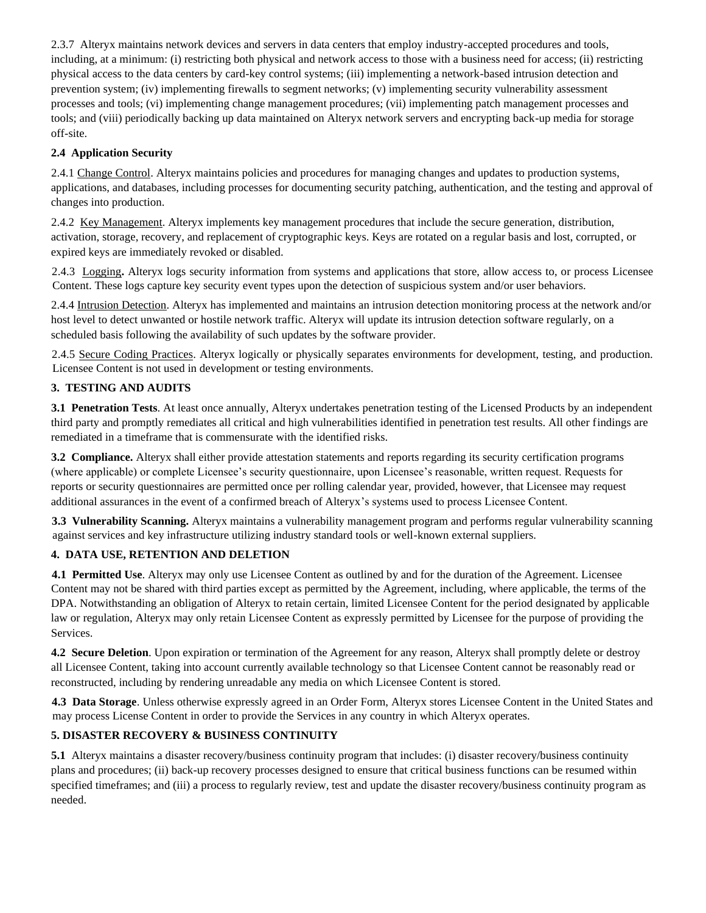2.3.7 Alteryx maintains network devices and servers in data centers that employ industry-accepted procedures and tools, including, at a minimum: (i) restricting both physical and network access to those with a business need for access; (ii) restricting physical access to the data centers by card-key control systems; (iii) implementing a network-based intrusion detection and prevention system; (iv) implementing firewalls to segment networks; (v) implementing security vulnerability assessment processes and tools; (vi) implementing change management procedures; (vii) implementing patch management processes and tools; and (viii) periodically backing up data maintained on Alteryx network servers and encrypting back-up media for storage off-site.

**2.4 Application Security**

2.4.1 Change Control. Alteryx maintains policies and procedures for managing changes and updates to production systems, applications, and databases, including processes for documenting security patching, authentication, and the testing and approval of changes into production.

2.4.2 Key Management. Alteryx implements key management procedures that include the secure generation, distribution, activation, storage, recovery, and replacement of cryptographic keys. Keys are rotated on a regular basis and lost, corrupted, or expired keys are immediately revoked or disabled.

2.4.3 Logging**.** Alteryx logs security information from systems and applications that store, allow access to, or process Licensee Content. These logs capture key security event types upon the detection of suspicious system and/or user behaviors.

2.4.4 Intrusion Detection. Alteryx has implemented and maintains an intrusion detection monitoring process at the network and/or host level to detect unwanted or hostile network traffic. Alteryx will update its intrusion detection software regularly, on a scheduled basis following the availability of such updates by the software provider.

2.4.5 Secure Coding Practices. Alteryx logically or physically separates environments for development, testing, and production. Licensee Content is not used in development or testing environments.

**3. TESTING AND AUDITS**

**3.1 Penetration Tests**. At least once annually, Alteryx undertakes penetration testing of the Licensed Products by an independent third party and promptly remediates all critical and high vulnerabilities identified in penetration test results. All other findings are remediated in a timeframe that is commensurate with the identified risks.

**3.2 Compliance.** Alteryx shall either provide attestation statements and reports regarding its security certification programs (where applicable) or complete Licensee's security questionnaire, upon Licensee's reasonable, written request. Requests for reports or security questionnaires are permitted once per rolling calendar year, provided, however, that Licensee may request additional assurances in the event of a confirmed breach of Alteryx's systems used to process Licensee Content.

**3.3 Vulnerability Scanning.** Alteryx maintains a vulnerability management program and performs regular vulnerability scanning against services and key infrastructure utilizing industry standard tools or well-known external suppliers.

**4. DATA USE, RETENTION AND DELETION**

**4.1 Permitted Use**. Alteryx may only use Licensee Content as outlined by and for the duration of the Agreement. Licensee Content may not be shared with third parties except as permitted by the Agreement, including, where applicable, the terms of the DPA. Notwithstanding an obligation of Alteryx to retain certain, limited Licensee Content for the period designated by applicable law or regulation, Alteryx may only retain Licensee Content as expressly permitted by Licensee for the purpose of providing the Services.

**4.2 Secure Deletion**. Upon expiration or termination of the Agreement for any reason, Alteryx shall promptly delete or destroy all Licensee Content, taking into account currently available technology so that Licensee Content cannot be reasonably read or reconstructed, including by rendering unreadable any media on which Licensee Content is stored.

**4.3 Data Storage**. Unless otherwise expressly agreed in an Order Form, Alteryx stores Licensee Content in the United States and may process License Content in order to provide the Services in any country in which Alteryx operates.

**5. DISASTER RECOVERY & BUSINESS CONTINUITY**

**5.1** Alteryx maintains a disaster recovery/business continuity program that includes: (i) disaster recovery/business continuity plans and procedures; (ii) back-up recovery processes designed to ensure that critical business functions can be resumed within specified timeframes; and (iii) a process to regularly review, test and update the disaster recovery/business continuity program as needed.